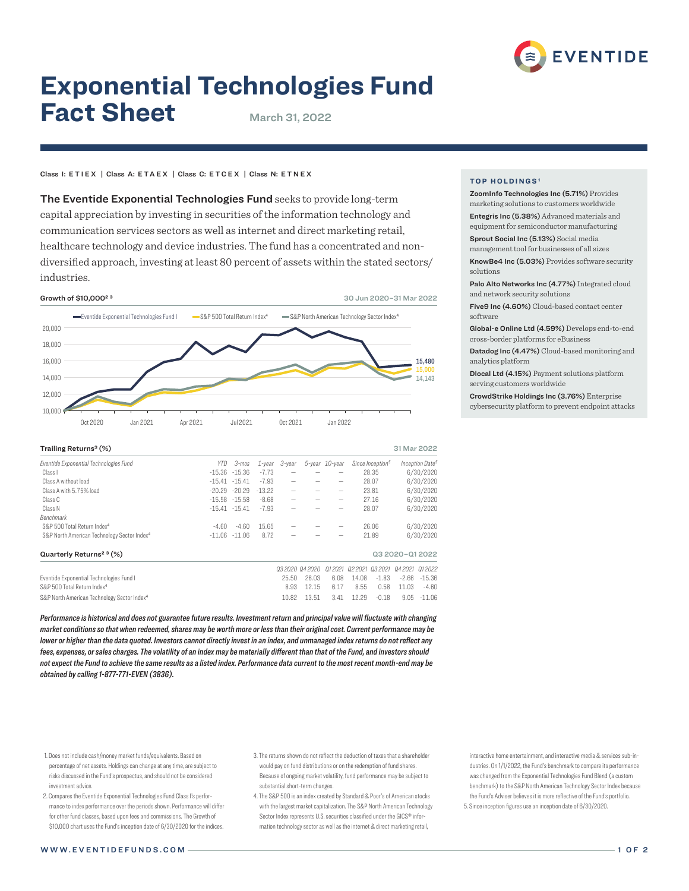# Exponential Technologies Fund Fact Sheet

March 31, 2022

Class I: ETIEX | Class A: ETAEX | Class C: ETCEX | Class N: ETNEX

**The Eventide Exponential Technologies Fund** seeks to provide long-term capital appreciation by investing in securities of the information technology and communication services sectors as well as internet and direct marketing retail, healthcare technology and device industries. The fund has a concentrated and non-diversified approach, investing at least 80 percent of assets within the stated sectors/industries.

### Growth of $10,000[2 3]

30 Jun 2020–31 Mar 2022

Eventide Exponential Technologies Fund I: 15,480
S&P 500 Total Return Index[4]: 15,000
S&P North American Technology Sector Index[4]: 14,143

### Trailing Returns[3] (%)

31 Mar 2022

| Eventide Exponential Technologies Fund | YTD | 3-mos | 1-year | 3-year | 5-year | 10-year | Since Inception[5] | Inception Date[5] |
|---|---|---|---|---|---|---|---|---|
| Class I | -15.36 | -15.36 | -7.73 | – | – | – | 28.35 | 6/30/2020 |
| Class A without load | -15.41 | -15.41 | -7.93 | – | – | – | 28.07 | 6/30/2020 |
| Class A with 5.75% load | -20.29 | -20.29 | -13.22 | – | – | – | 23.81 | 6/30/2020 |
| Class C | -15.58 | -15.58 | -8.68 | – | – | – | 27.16 | 6/30/2020 |
| Class N | -15.41 | -15.41 | -7.93 | – | – | – | 28.07 | 6/30/2020 |
| *Benchmark* | | | | | | | | |
| S&P 500 Total Return Index[4] | -4.60 | -4.60 | 15.65 | – | – | – | 26.06 | 6/30/2020 |
| S&P North American Technology Sector Index[4] | -11.06 | -11.06 | 8.72 | – | – | – | 21.89 | 6/30/2020 |

### Quarterly Returns[2 3] (%)

Q3 2020–Q1 2022

| | Q3 2020 | Q4 2020 | Q1 2021 | Q2 2021 | Q3 2021 | Q4 2021 | Q1 2022 |
|---|---|---|---|---|---|---|---|
| Eventide Exponential Technologies Fund I | 25.50 | 26.03 | 6.08 | 14.08 | -1.83 | -2.66 | -15.36 |
| S&P 500 Total Return Index[4] | 8.93 | 12.15 | 6.17 | 8.55 | 0.58 | 11.03 | -4.60 |
| S&P North American Technology Sector Index[4] | 10.82 | 13.51 | 3.41 | 12.29 | -0.18 | 9.05 | -11.06 |

***Performance is historical and does not guarantee future results. Investment return and principal value will fluctuate with changing market conditions so that when redeemed, shares may be worth more or less than their original cost. Current performance may be lower or higher than the data quoted. Investors cannot directly invest in an index, and unmanaged index returns do not reflect any fees, expenses, or sales charges. The volatility of an index may be materially different than that of the Fund, and investors should not expect the Fund to achieve the same results as a listed index. Performance data current to the most recent month-end may be obtained by calling 1-877-771-EVEN (3836).***

### TOP HOLDINGS[1]

**ZoomInfo Technologies Inc (5.71%)** Provides marketing solutions to customers worldwide

**Entegris Inc (5.38%)** Advanced materials and equipment for semiconductor manufacturing

**Sprout Social Inc (5.13%)** Social media management tool for businesses of all sizes

**KnowBe4 Inc (5.03%)** Provides software security solutions

**Palo Alto Networks Inc (4.77%)** Integrated cloud and network security solutions

**Five9 Inc (4.60%)** Cloud-based contact center software

**Global-e Online Ltd (4.59%)** Develops end-to-end cross-border platforms for eBusiness

**Datadog Inc (4.47%)** Cloud-based monitoring and analytics platform

**Dlocal Ltd (4.15%)** Payment solutions platform serving customers worldwide

**CrowdStrike Holdings Inc (3.76%)** Enterprise cybersecurity platform to prevent endpoint attacks

1. Does not include cash/money market funds/equivalents. Based on percentage of net assets. Holdings can change at any time, are subject to risks discussed in the Fund's prospectus, and should not be considered investment advice.
2. Compares the Eventide Exponential Technologies Fund Class I's performance to index performance over the periods shown. Performance will differ for other fund classes, based upon fees and commissions. The Growth of $10,000 chart uses the Fund's inception date of 6/30/2020 for the indices.
3. The returns shown do not reflect the deduction of taxes that a shareholder would pay on fund distributions or on the redemption of fund shares. Because of ongoing market volatility, fund performance may be subject to substantial short-term changes.
4. The S&P 500 is an index created by Standard & Poor's of American stocks with the largest market capitalization. The S&P North American Technology Sector Index represents U.S. securities classified under the GICS® information technology sector as well as the internet & direct marketing retail, interactive home entertainment, and interactive media & services sub-industries. On 1/1/2022, the Fund's benchmark to compare its performance was changed from the Exponential Technologies Fund Blend (a custom benchmark) to the S&P North American Technology Sector Index because the Fund's Adviser believes it is more reflective of the Fund's portfolio.
5. Since inception figures use an inception date of 6/30/2020.

WWW.EVENTIDEFUNDS.COM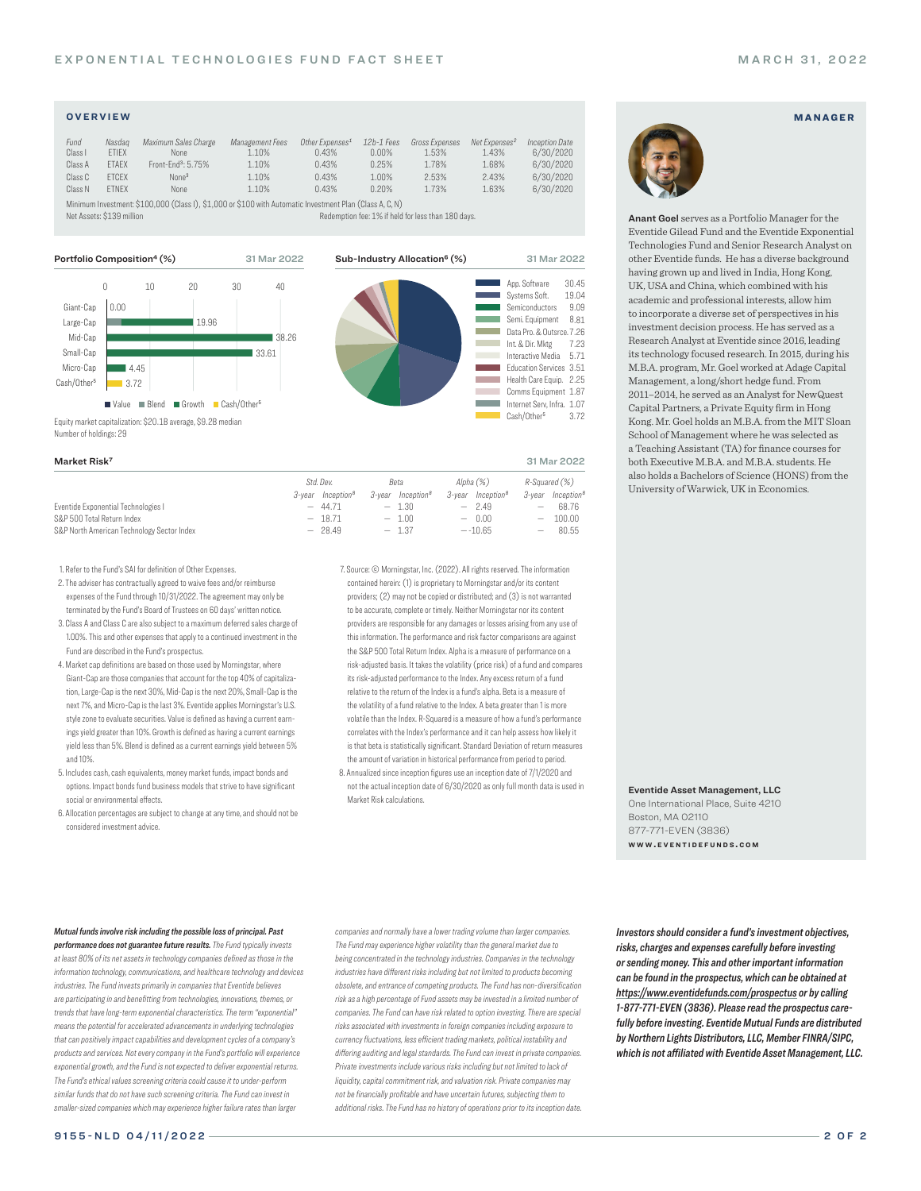## OVERVIEW

| Fund | Nasdaq | Maximum Sales Charge | Management Fees | Other Expenses[1] | 12b-1 Fees | Gross Expenses | Net Expenses[2] | Inception Date |
|---|---|---|---|---|---|---|---|---|
| Class I | ETIEX | None | 1.10% | 0.43% | 0.00% | 1.53% | 1.43% | 6/30/2020 |
| Class A | ETAEX | Front-End[3]: 5.75% | 1.10% | 0.43% | 0.25% | 1.78% | 1.68% | 6/30/2020 |
| Class C | ETCEX | None[3] | 1.10% | 0.43% | 1.00% | 2.53% | 2.43% | 6/30/2020 |
| Class N | ETNEX | None | 1.10% | 0.43% | 0.20% | 1.73% | 1.63% | 6/30/2020 |

Minimum Investment: $100,000 (Class I), $1,000 or $100 with Automatic Investment Plan (Class A, C, N)

Net Assets: $139 million

Redemption fee: 1% if held for less than 180 days.

### Portfolio Composition[4] (%) — 31 Mar 2022

0 10 20 30 40

Giant-Cap 0.00
Large-Cap 19.96
Mid-Cap 38.26
Small-Cap 33.61
Micro-Cap 4.45
Cash/Other[5] 3.72

Value · Blend · Growth · Cash/Other[5]

Equity market capitalization: $20.1B average, $9.2B median

Number of holdings: 29

### Sub-Industry Allocation[6] (%) — 31 Mar 2022

App. Software 30.45
Systems Soft. 19.04
Semiconductors 9.09
Semi. Equipment 8.81
Data Pro. & Outsrce. 7.26
Int. & Dir. Mktg 7.23
Interactive Media 5.71
Education Services 3.51
Health Care Equip. 2.25
Comms Equipment 1.87
Internet Serv. Infra. 1.07
Cash/Other[5] 3.72

### Market Risk[7] — 31 Mar 2022

| | Std. Dev. | | Beta | | Alpha (%) | | R-Squared (%) | |
|---|---|---|---|---|---|---|---|---|
| | 3-year | Inception[8] | 3-year | Inception[8] | 3-year | Inception[8] | 3-year | Inception[8] |
| Eventide Exponential Technologies I | — | 44.71 | — | 1.30 | — | 2.49 | — | 68.76 |
| S&P 500 Total Return Index | — | 18.71 | — | 1.00 | — | 0.00 | — | 100.00 |
| S&P North American Technology Sector Index | — | 28.49 | — | 1.37 | — | -10.65 | — | 80.55 |

1. Refer to the Fund's SAI for definition of Other Expenses.
2. The adviser has contractually agreed to waive fees and/or reimburse expenses of the Fund through 10/31/2022. The agreement may only be terminated by the Fund's Board of Trustees on 60 days' written notice.
3. Class A and Class C are also subject to a maximum deferred sales charge of 1.00%. This and other expenses that apply to a continued investment in the Fund are described in the Fund's prospectus.
4. Market cap definitions are based on those used by Morningstar, where Giant-Cap are those companies that account for the top 40% of capitalization, Large-Cap is the next 30%, Mid-Cap is the next 20%, Small-Cap is the next 7%, and Micro-Cap is the last 3%. Eventide applies Morningstar's U.S. style zone to evaluate securities. Value is defined as having a current earnings yield greater than 10%. Growth is defined as having a current earnings yield less than 5%. Blend is defined as a current earnings yield between 5% and 10%.
5. Includes cash, cash equivalents, money market funds, impact bonds and options. Impact bonds fund business models that strive to have significant social or environmental effects.
6. Allocation percentages are subject to change at any time, and should not be considered investment advice.
7. Source: © Morningstar, Inc. (2022). All rights reserved. The information contained herein: (1) is proprietary to Morningstar and/or its content providers; (2) may not be copied or distributed; and (3) is not warranted to be accurate, complete or timely. Neither Morningstar nor its content providers are responsible for any damages or losses arising from any use of this information. The performance and risk factor comparisons are against the S&P 500 Total Return Index. Alpha is a measure of performance on a risk-adjusted basis. It takes the volatility (price risk) of a fund and compares its risk-adjusted performance to the Index. Any excess return of a fund relative to the return of the Index is a fund's alpha. Beta is a measure of the volatility of a fund relative to the Index. A beta greater than 1 is more volatile than the Index. R-Squared is a measure of how a fund's performance correlates with the Index's performance and it can help assess how likely it is that beta is statistically significant. Standard Deviation of return measures the amount of variation in historical performance from period to period.
8. Annualized since inception figures use an inception date of 7/1/2020 and not the actual inception date of 6/30/2020 as only full month data is used in Market Risk calculations.

## MANAGER

**Anant Goel** serves as a Portfolio Manager for the Eventide Gilead Fund and the Eventide Exponential Technologies Fund and Senior Research Analyst on other Eventide funds. He has a diverse background having grown up and lived in India, Hong Kong, UK, USA and China, which combined with his academic and professional interests, allow him to incorporate a diverse set of perspectives in his investment decision process. He has served as a Research Analyst at Eventide since 2016, leading its technology focused research. In 2015, during his M.B.A. program, Mr. Goel worked at Adage Capital Management, a long/short hedge fund. From 2011–2014, he served as an Analyst for NewQuest Capital Partners, a Private Equity firm in Hong Kong. Mr. Goel holds an M.B.A. from the MIT Sloan School of Management where he was selected as a Teaching Assistant (TA) for finance courses for both Executive M.B.A. and M.B.A. students. He also holds a Bachelors of Science (HONS) from the University of Warwick, UK in Economics.

**Eventide Asset Management, LLC**
One International Place, Suite 4210
Boston, MA 02110
877-771-EVEN (3836)
**WWW.EVENTIDEFUNDS.COM**

***Mutual funds involve risk including the possible loss of principal. Past performance does not guarantee future results.*** *The Fund typically invests at least 80% of its net assets in technology companies defined as those in the information technology, communications, and healthcare technology and devices industries. The Fund invests primarily in companies that Eventide believes are participating in and benefitting from technologies, innovations, themes, or trends that have long-term exponential characteristics. The term "exponential" means the potential for accelerated advancements in underlying technologies that can positively impact capabilities and development cycles of a company's products and services. Not every company in the Fund's portfolio will experience exponential growth, and the Fund is not expected to deliver exponential returns. The Fund's ethical values screening criteria could cause it to under-perform similar funds that do not have such screening criteria. The Fund can invest in smaller-sized companies which may experience higher failure rates than larger companies and normally have a lower trading volume than larger companies. The Fund may experience higher volatility than the general market due to being concentrated in the technology industries. Companies in the technology industries have different risks including but not limited to products becoming obsolete, and entrance of competing products. The Fund has non-diversification risk as a high percentage of Fund assets may be invested in a limited number of companies. The Fund can have risk related to option investing. There are special risks associated with investments in foreign companies including exposure to currency fluctuations, less efficient trading markets, political instability and differing auditing and legal standards. The Fund can invest in private companies. Private investments include various risks including but not limited to lack of liquidity, capital commitment risk, and valuation risk. Private companies may not be financially profitable and have uncertain futures, subjecting them to additional risks. The Fund has no history of operations prior to its inception date.*

***Investors should consider a fund's investment objectives, risks, charges and expenses carefully before investing or sending money. This and other important information can be found in the prospectus, which can be obtained at https://www.eventidefunds.com/prospectus or by calling 1-877-771-EVEN (3836). Please read the prospectus carefully before investing. Eventide Mutual Funds are distributed by Northern Lights Distributors, LLC, Member FINRA/SIPC, which is not affiliated with Eventide Asset Management, LLC.***

9155-NLD 04/11/2022